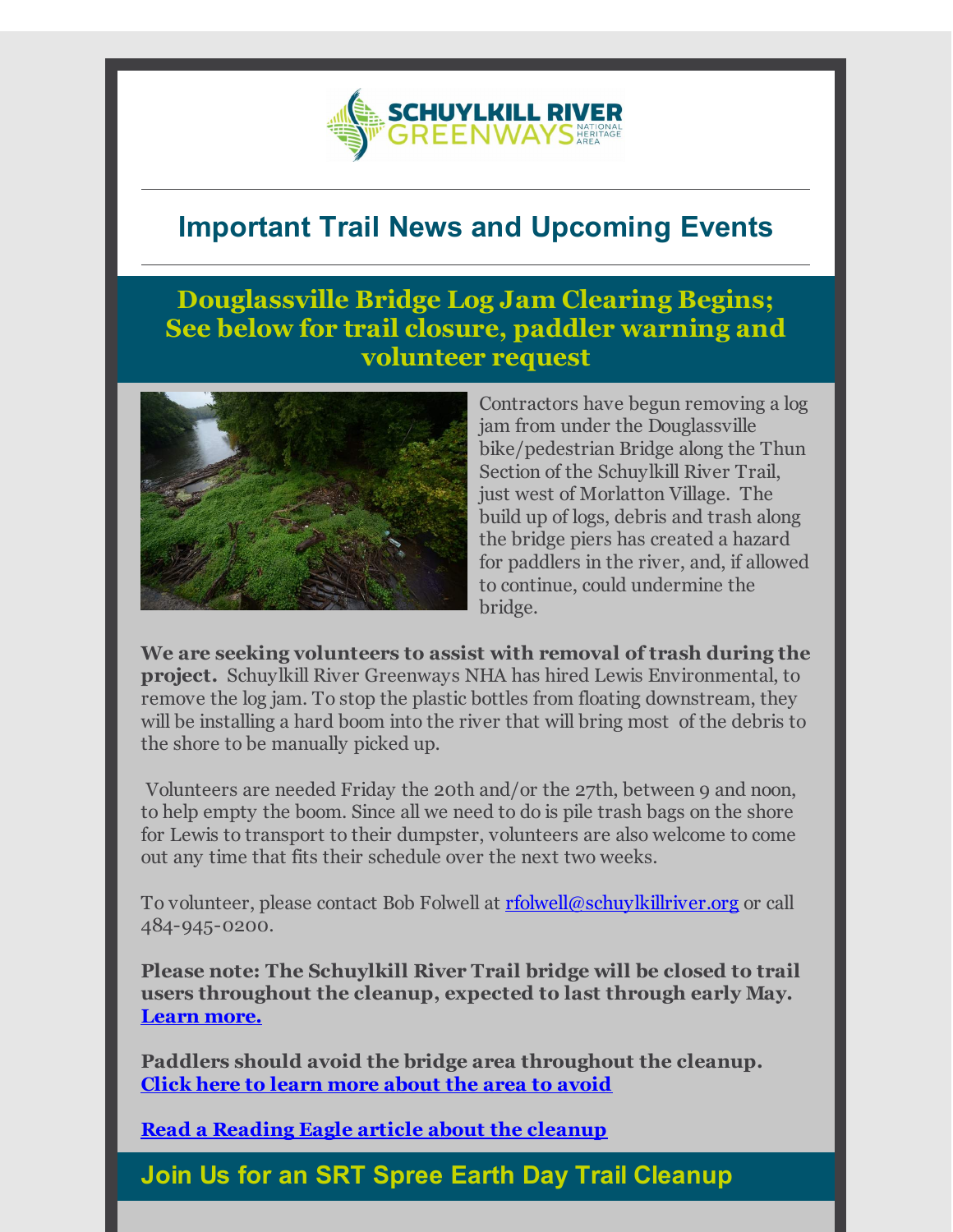SCHUYLKILL RIVER GREENWAYS NATIONAL HERITAGE AREA

# Important Trail News and Upcoming Events

## Douglassville Bridge Log Jam Clearing Begins; See below for trail closure, paddler warning and volunteer request

Contractors have begun removing a log jam from under the Douglassville bike/pedestrian Bridge along the Thun Section of the Schuylkill River Trail, just west of Morlatton Village. The build up of logs, debris and trash along the bridge piers has created a hazard for paddlers in the river, and, if allowed to continue, could undermine the bridge.

**We are seeking volunteers to assist with removal of trash during the project.** Schuylkill River Greenways NHA has hired Lewis Environmental, to remove the log jam. To stop the plastic bottles from floating downstream, they will be installing a hard boom into the river that will bring most of the debris to the shore to be manually picked up.

Volunteers are needed Friday the 20th and/or the 27th, between 9 and noon, to help empty the boom. Since all we need to do is pile trash bags on the shore for Lewis to transport to their dumpster, volunteers are also welcome to come out any time that fits their schedule over the next two weeks.

To volunteer, please contact Bob Folwell at rfolwell@schuylkillriver.org or call 484-945-0200.

**Please note: The Schuylkill River Trail bridge will be closed to trail users throughout the cleanup, expected to last through early May. Learn more.**

**Paddlers should avoid the bridge area throughout the cleanup. Click here to learn more about the area to avoid**

**Read a Reading Eagle article about the cleanup**

## Join Us for an SRT Spree Earth Day Trail Cleanup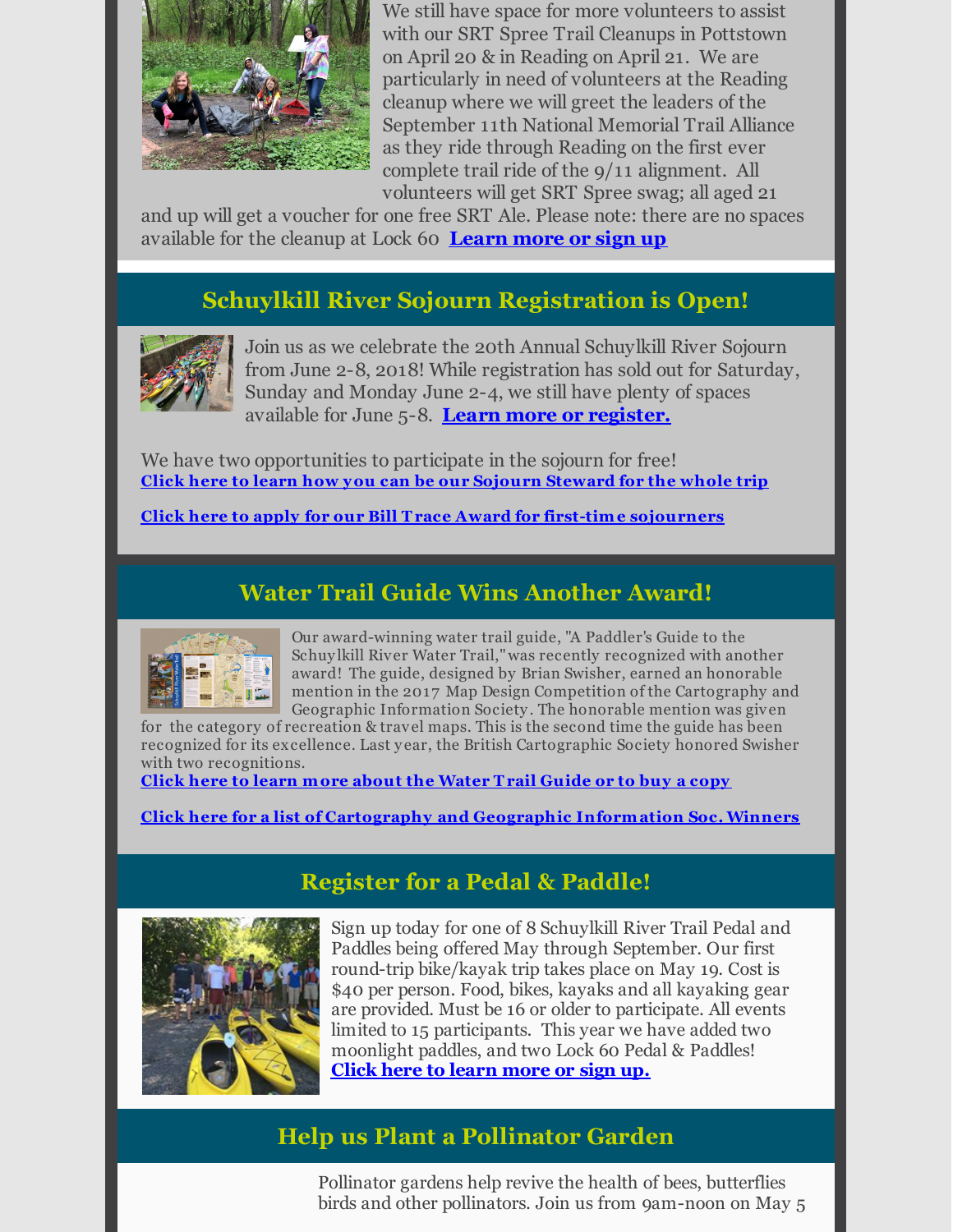We still have space for more volunteers to assist with our SRT Spree Trail Cleanups in Pottstown on April 20 & in Reading on April 21. We are particularly in need of volunteers at the Reading cleanup where we will greet the leaders of the September 11th National Memorial Trail Alliance as they ride through Reading on the first ever complete trail ride of the 9/11 alignment. All volunteers will get SRT Spree swag; all aged 21 and up will get a voucher for one free SRT Ale. Please note: there are no spaces available for the cleanup at Lock 60 **Learn more or sign up**

## Schuylkill River Sojourn Registration is Open!

Join us as we celebrate the 20th Annual Schuylkill River Sojourn from June 2-8, 2018! While registration has sold out for Saturday, Sunday and Monday June 2-4, we still have plenty of spaces available for June 5-8. **Learn more or register.**

We have two opportunities to participate in the sojourn for free!

**Click here to learn how you can be our Sojourn Steward for the whole trip**

**Click here to apply for our Bill Trace Award for first-time sojourners**

## Water Trail Guide Wins Another Award!

Our award-winning water trail guide, "A Paddler's Guide to the Schuylkill River Water Trail," was recently recognized with another award! The guide, designed by Brian Swisher, earned an honorable mention in the 2017 Map Design Competition of the Cartography and Geographic Information Society. The honorable mention was given for the category of recreation & travel maps. This is the second time the guide has been recognized for its excellence. Last year, the British Cartographic Society honored Swisher with two recognitions.

**Click here to learn more about the Water Trail Guide or to buy a copy**

**Click here for a list of Cartography and Geographic Information Soc. Winners**

## Register for a Pedal & Paddle!

Sign up today for one of 8 Schuylkill River Trail Pedal and Paddles being offered May through September. Our first round-trip bike/kayak trip takes place on May 19. Cost is $40 per person. Food, bikes, kayaks and all kayaking gear are provided. Must be 16 or older to participate. All events limited to 15 participants. This year we have added two moonlight paddles, and two Lock 60 Pedal & Paddles! **Click here to learn more or sign up.**

## Help us Plant a Pollinator Garden

Pollinator gardens help revive the health of bees, butterflies birds and other pollinators. Join us from 9am-noon on May 5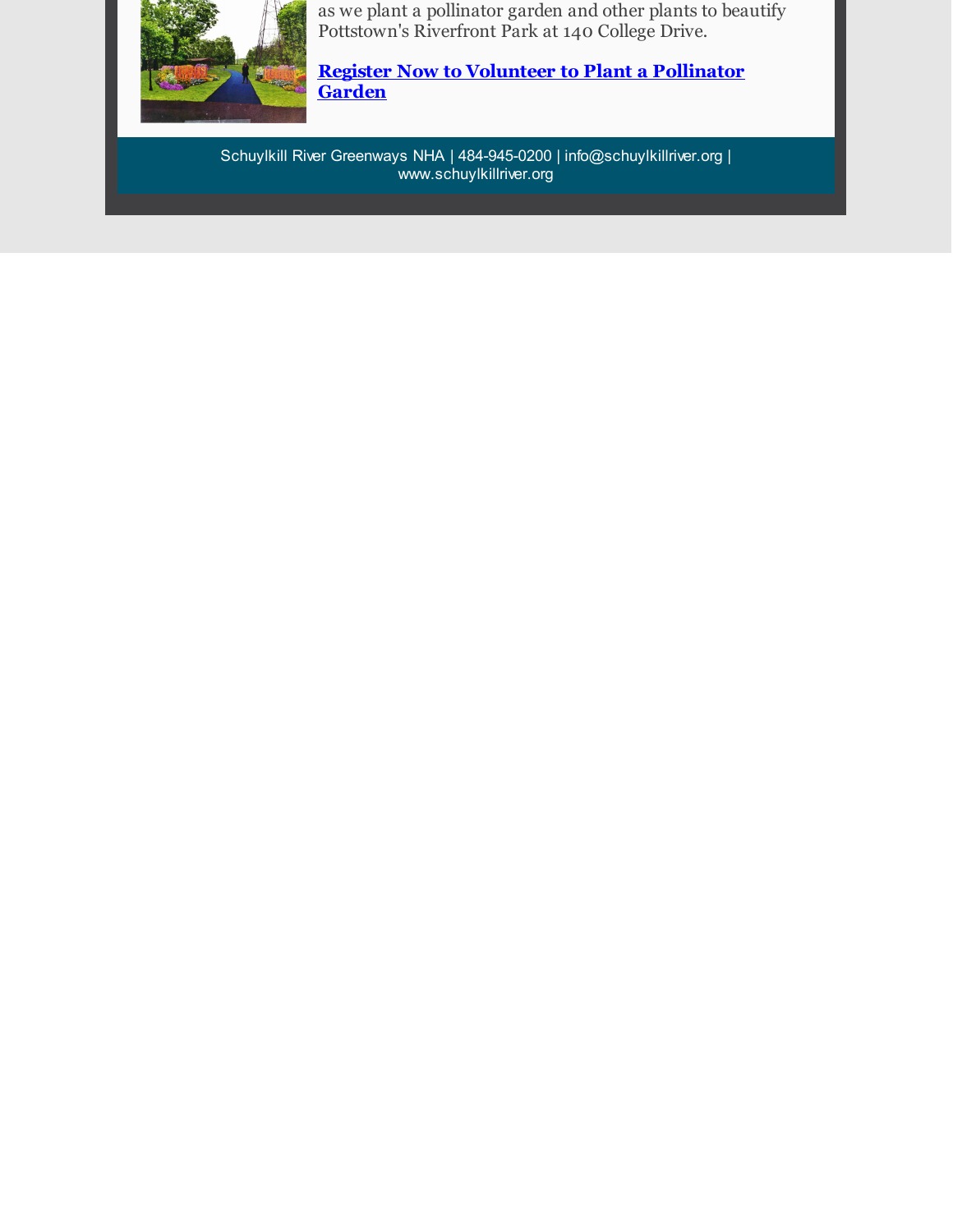as we plant a pollinator garden and other plants to beautify Pottstown's Riverfront Park at 140 College Drive.

**[Register Now to Volunteer to Plant a Pollinator Garden]**

Schuylkill River Greenways NHA | 484-945-0200 | info@schuylkillriver.org | www.schuylkillriver.org